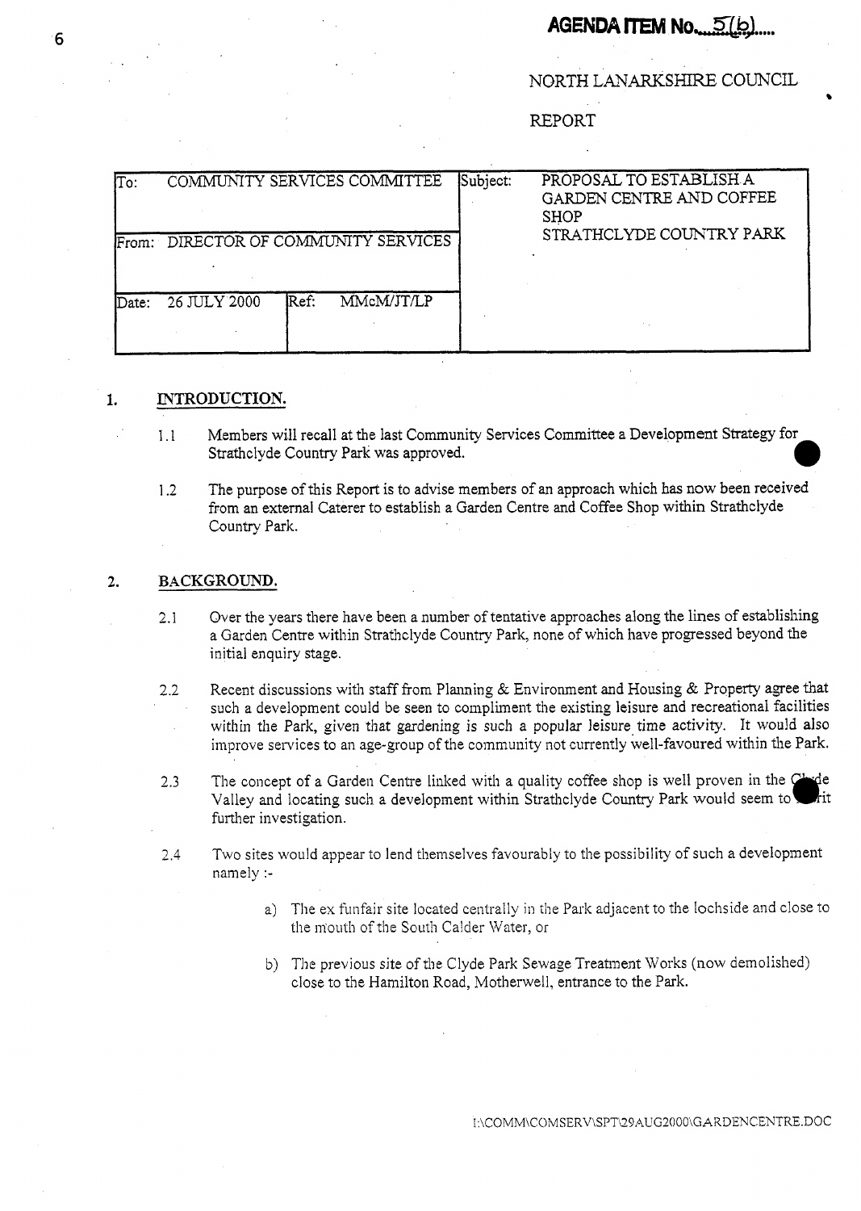**AGENDA ITEM No. 5(b)**

NORTH LANARKSHIRE COUNCIL

REPORT

| To: COMMUNITY SERVICES COMMITTEE | | Subject: | PROPOSAL TO ESTABLISH A GARDEN CENTRE AND COFFEE SHOP STRATHCLYDE COUNTRY PARK |
|---|---|---|---|
| From: DIRECTOR OF COMMUNITY SERVICES | | | |
| Date: 26 JULY 2000 | Ref: MMcM/JT/LP | | |

## 1. INTRODUCTION.

1.1 Members will recall at the last Community Services Committee a Development Strategy for Strathclyde Country Park was approved.

1.2 The purpose of this Report is to advise members of an approach which has now been received from an external Caterer to establish a Garden Centre and Coffee Shop within Strathclyde Country Park.

## 2. BACKGROUND.

2.1 Over the years there have been a number of tentative approaches along the lines of establishing a Garden Centre within Strathclyde Country Park, none of which have progressed beyond the initial enquiry stage.

2.2 Recent discussions with staff from Planning & Environment and Housing & Property agree that such a development could be seen to compliment the existing leisure and recreational facilities within the Park, given that gardening is such a popular leisure time activity. It would also improve services to an age-group of the community not currently well-favoured within the Park.

2.3 The concept of a Garden Centre linked with a quality coffee shop is well proven in the Clyde Valley and locating such a development within Strathclyde Country Park would seem to merit further investigation.

2.4 Two sites would appear to lend themselves favourably to the possibility of such a development namely :-

a) The ex funfair site located centrally in the Park adjacent to the lochside and close to the mouth of the South Calder Water, or

b) The previous site of the Clyde Park Sewage Treatment Works (now demolished) close to the Hamilton Road, Motherwell, entrance to the Park.

I:\COMM\COMSERV\SPT\29AUG2000\GARDENCENTRE.DOC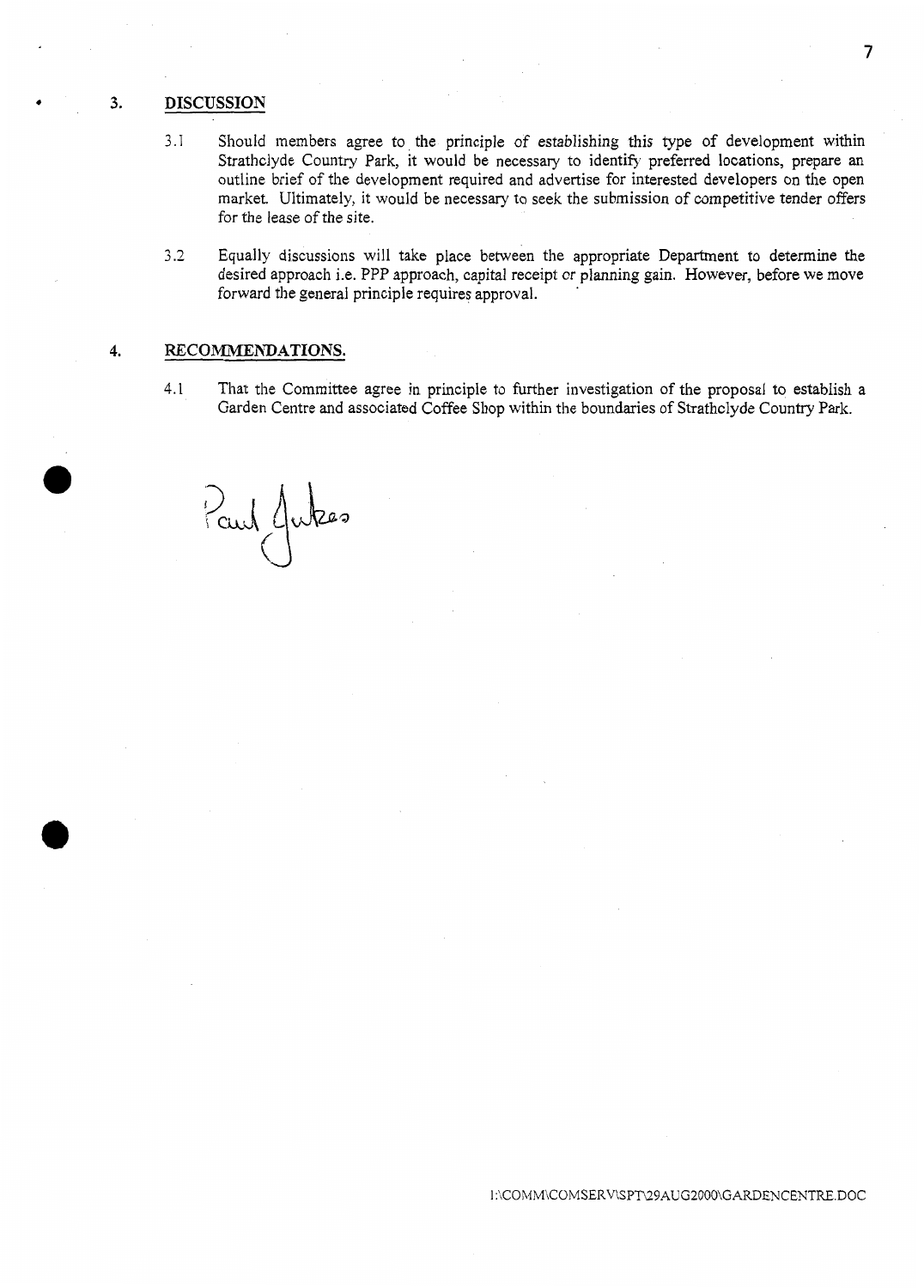## 3. DISCUSSION

3.1 Should members agree to the principle of establishing this type of development within Strathclyde Country Park, it would be necessary to identify preferred locations, prepare an outline brief of the development required and advertise for interested developers on the open market. Ultimately, it would be necessary to seek the submission of competitive tender offers for the lease of the site.

3.2 Equally discussions will take place between the appropriate Department to determine the desired approach i.e. PPP approach, capital receipt or planning gain. However, before we move forward the general principle requires approval.

## 4. RECOMMENDATIONS.

4.1 That the Committee agree in principle to further investigation of the proposal to establish a Garden Centre and associated Coffee Shop within the boundaries of Strathclyde Country Park.

Paul Jukes

I:\COMM\COMSERV\SPT\29AUG2000\GARDENCENTRE.DOC